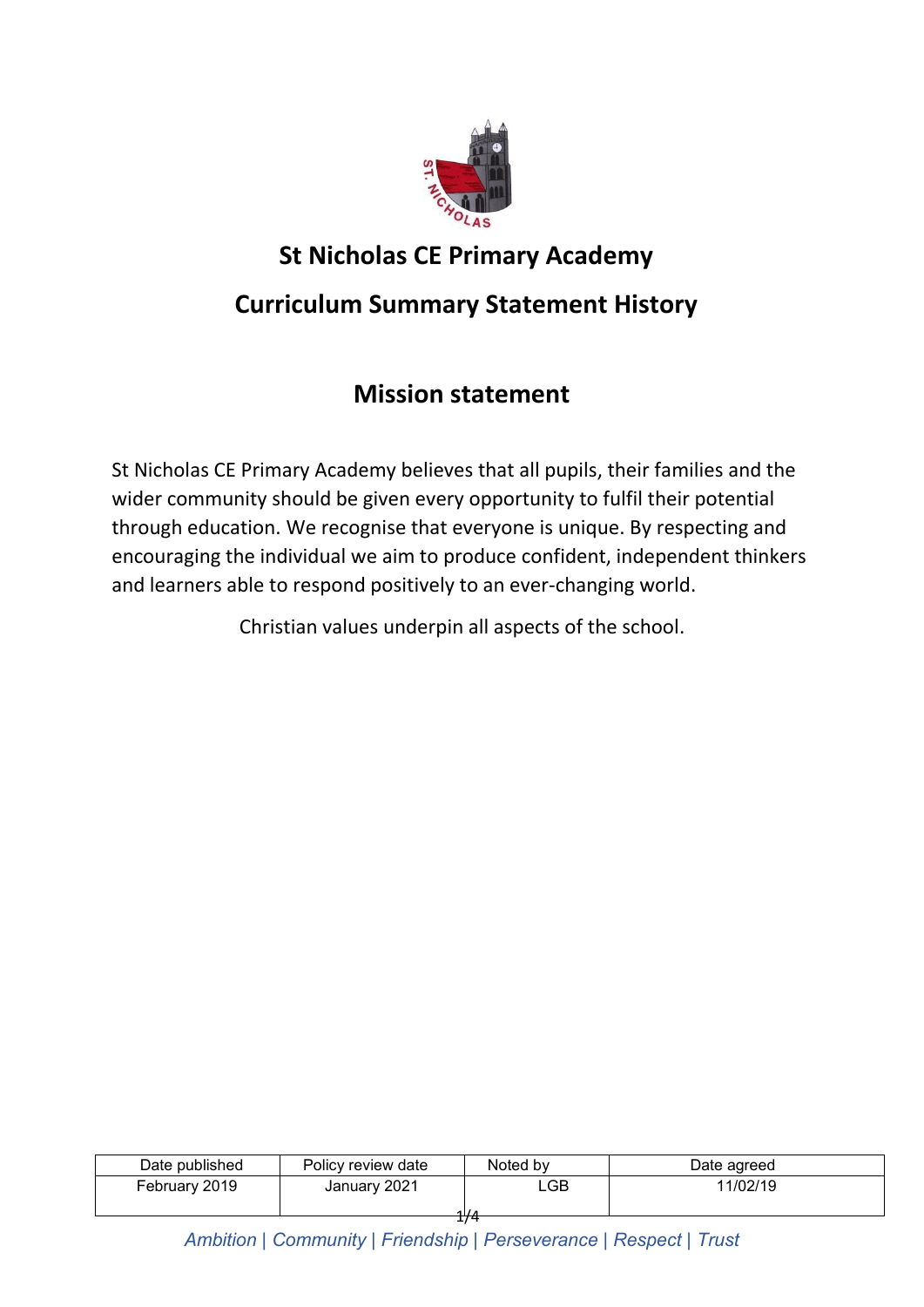# St Nicholas CE Primary Academy

## Curriculum Summary Statement History

## Mission statement

St Nicholas CE Primary Academy believes that all pupils, their families and the wider community should be given every opportunity to fulfil their potential through education. We recognise that everyone is unique. By respecting and encouraging the individual we aim to produce confident, independent thinkers and learners able to respond positively to an ever-changing world.

Christian values underpin all aspects of the school.

| Date published | Policy review date | Noted by | Date agreed |
|---|---|---|---|
| February 2019 | January 2021 | LGB | 11/02/19 |

*Ambition | Community | Friendship | Perseverance | Respect | Trust*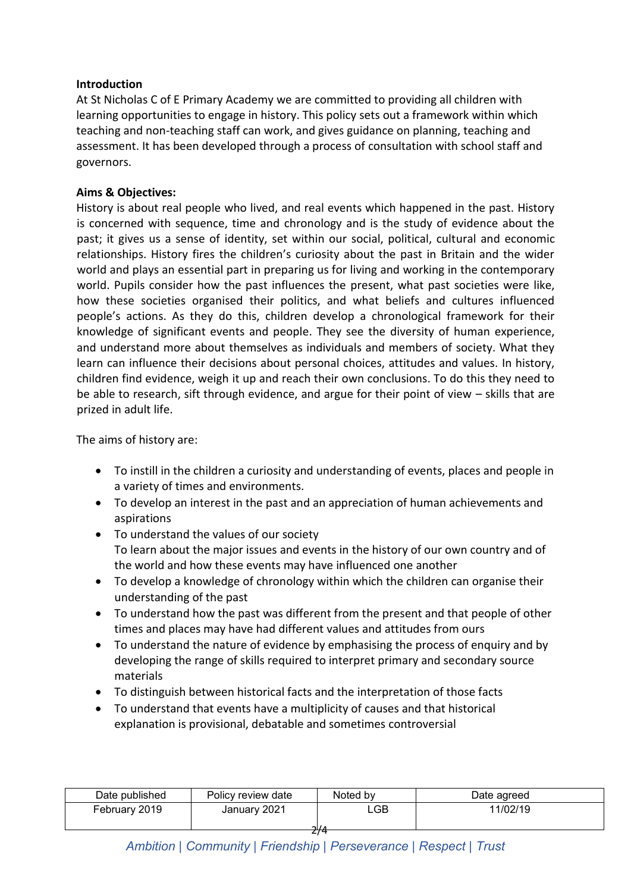**Introduction**

At St Nicholas C of E Primary Academy we are committed to providing all children with learning opportunities to engage in history. This policy sets out a framework within which teaching and non-teaching staff can work, and gives guidance on planning, teaching and assessment. It has been developed through a process of consultation with school staff and governors.

**Aims & Objectives:**

History is about real people who lived, and real events which happened in the past. History is concerned with sequence, time and chronology and is the study of evidence about the past; it gives us a sense of identity, set within our social, political, cultural and economic relationships. History fires the children's curiosity about the past in Britain and the wider world and plays an essential part in preparing us for living and working in the contemporary world. Pupils consider how the past influences the present, what past societies were like, how these societies organised their politics, and what beliefs and cultures influenced people's actions. As they do this, children develop a chronological framework for their knowledge of significant events and people. They see the diversity of human experience, and understand more about themselves as individuals and members of society. What they learn can influence their decisions about personal choices, attitudes and values. In history, children find evidence, weigh it up and reach their own conclusions. To do this they need to be able to research, sift through evidence, and argue for their point of view – skills that are prized in adult life.

The aims of history are:

- To instill in the children a curiosity and understanding of events, places and people in a variety of times and environments.
- To develop an interest in the past and an appreciation of human achievements and aspirations
- To understand the values of our society
  To learn about the major issues and events in the history of our own country and of the world and how these events may have influenced one another
- To develop a knowledge of chronology within which the children can organise their understanding of the past
- To understand how the past was different from the present and that people of other times and places may have had different values and attitudes from ours
- To understand the nature of evidence by emphasising the process of enquiry and by developing the range of skills required to interpret primary and secondary source materials
- To distinguish between historical facts and the interpretation of those facts
- To understand that events have a multiplicity of causes and that historical explanation is provisional, debatable and sometimes controversial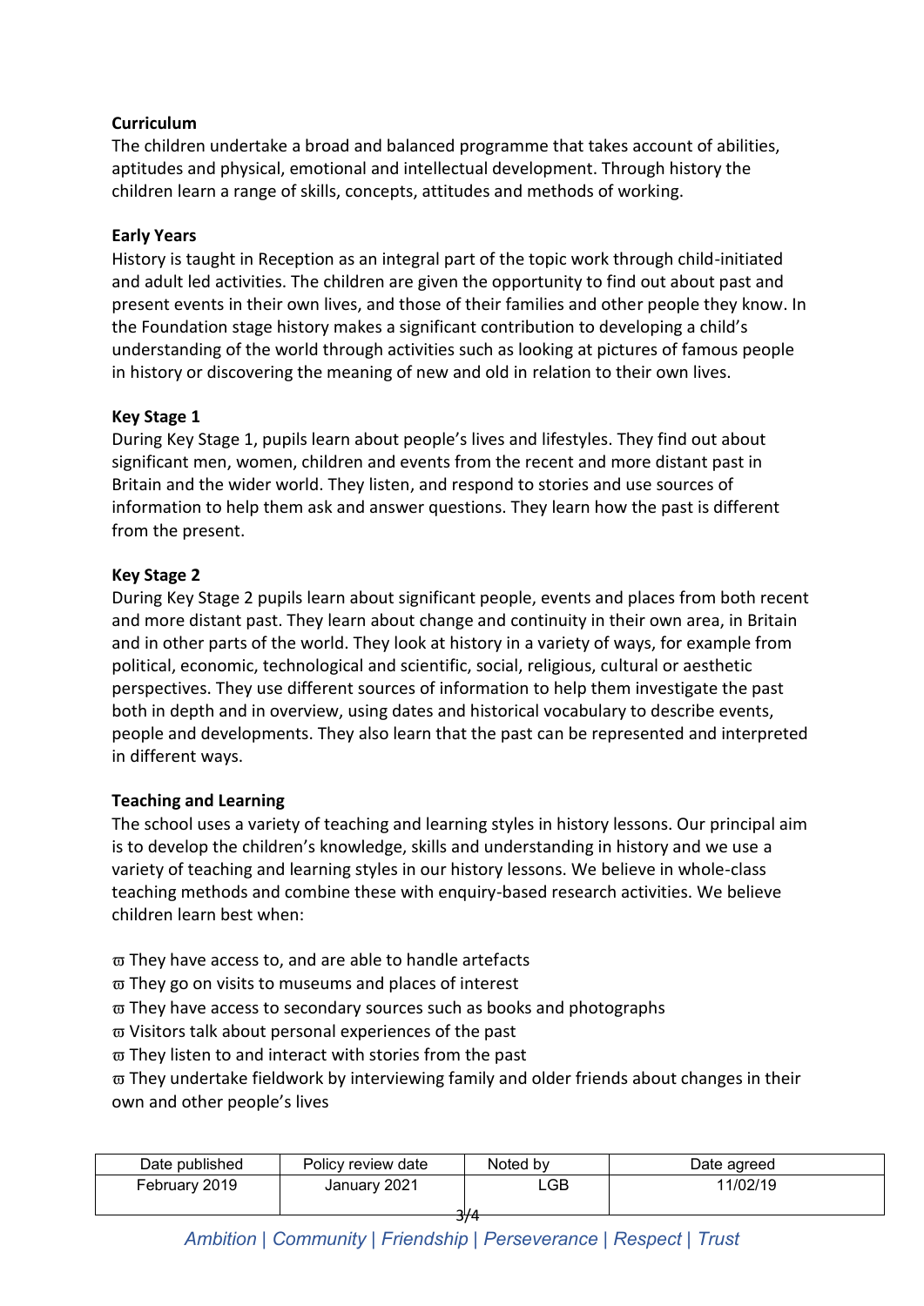**Curriculum**

The children undertake a broad and balanced programme that takes account of abilities, aptitudes and physical, emotional and intellectual development. Through history the children learn a range of skills, concepts, attitudes and methods of working.

**Early Years**

History is taught in Reception as an integral part of the topic work through child-initiated and adult led activities. The children are given the opportunity to find out about past and present events in their own lives, and those of their families and other people they know. In the Foundation stage history makes a significant contribution to developing a child's understanding of the world through activities such as looking at pictures of famous people in history or discovering the meaning of new and old in relation to their own lives.

**Key Stage 1**

During Key Stage 1, pupils learn about people's lives and lifestyles. They find out about significant men, women, children and events from the recent and more distant past in Britain and the wider world. They listen, and respond to stories and use sources of information to help them ask and answer questions. They learn how the past is different from the present.

**Key Stage 2**

During Key Stage 2 pupils learn about significant people, events and places from both recent and more distant past. They learn about change and continuity in their own area, in Britain and in other parts of the world. They look at history in a variety of ways, for example from political, economic, technological and scientific, social, religious, cultural or aesthetic perspectives. They use different sources of information to help them investigate the past both in depth and in overview, using dates and historical vocabulary to describe events, people and developments. They also learn that the past can be represented and interpreted in different ways.

**Teaching and Learning**

The school uses a variety of teaching and learning styles in history lessons. Our principal aim is to develop the children's knowledge, skills and understanding in history and we use a variety of teaching and learning styles in our history lessons. We believe in whole-class teaching methods and combine these with enquiry-based research activities. We believe children learn best when:

- They have access to, and are able to handle artefacts
- They go on visits to museums and places of interest
- They have access to secondary sources such as books and photographs
- Visitors talk about personal experiences of the past
- They listen to and interact with stories from the past
- They undertake fieldwork by interviewing family and older friends about changes in their own and other people's lives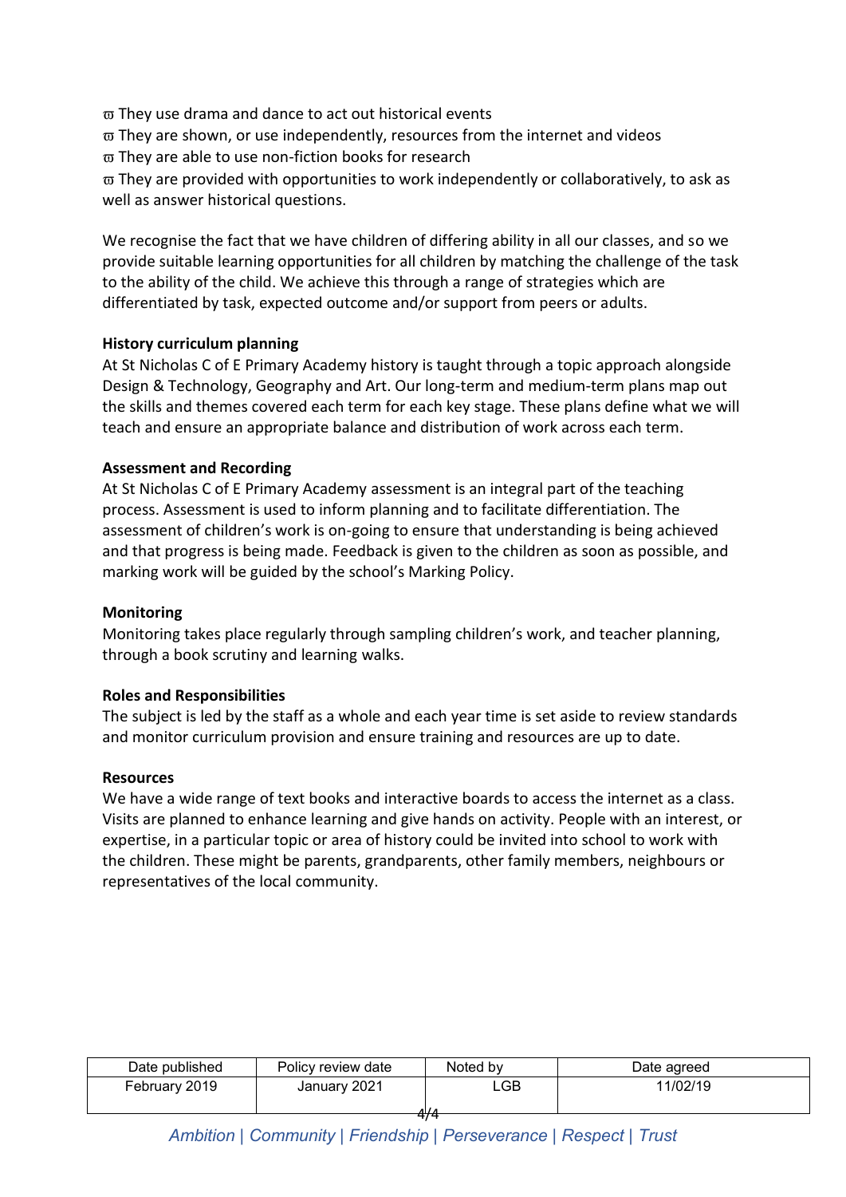- They use drama and dance to act out historical events
- They are shown, or use independently, resources from the internet and videos
- They are able to use non-fiction books for research
- They are provided with opportunities to work independently or collaboratively, to ask as well as answer historical questions.

We recognise the fact that we have children of differing ability in all our classes, and so we provide suitable learning opportunities for all children by matching the challenge of the task to the ability of the child. We achieve this through a range of strategies which are differentiated by task, expected outcome and/or support from peers or adults.

**History curriculum planning**

At St Nicholas C of E Primary Academy history is taught through a topic approach alongside Design & Technology, Geography and Art. Our long-term and medium-term plans map out the skills and themes covered each term for each key stage. These plans define what we will teach and ensure an appropriate balance and distribution of work across each term.

**Assessment and Recording**

At St Nicholas C of E Primary Academy assessment is an integral part of the teaching process. Assessment is used to inform planning and to facilitate differentiation. The assessment of children's work is on-going to ensure that understanding is being achieved and that progress is being made. Feedback is given to the children as soon as possible, and marking work will be guided by the school's Marking Policy.

**Monitoring**

Monitoring takes place regularly through sampling children's work, and teacher planning, through a book scrutiny and learning walks.

**Roles and Responsibilities**

The subject is led by the staff as a whole and each year time is set aside to review standards and monitor curriculum provision and ensure training and resources are up to date.

**Resources**

We have a wide range of text books and interactive boards to access the internet as a class. Visits are planned to enhance learning and give hands on activity. People with an interest, or expertise, in a particular topic or area of history could be invited into school to work with the children. These might be parents, grandparents, other family members, neighbours or representatives of the local community.

| Date published | Policy review date | Noted by | Date agreed |
|---|---|---|---|
| February 2019 | January 2021 | LGB | 11/02/19 |